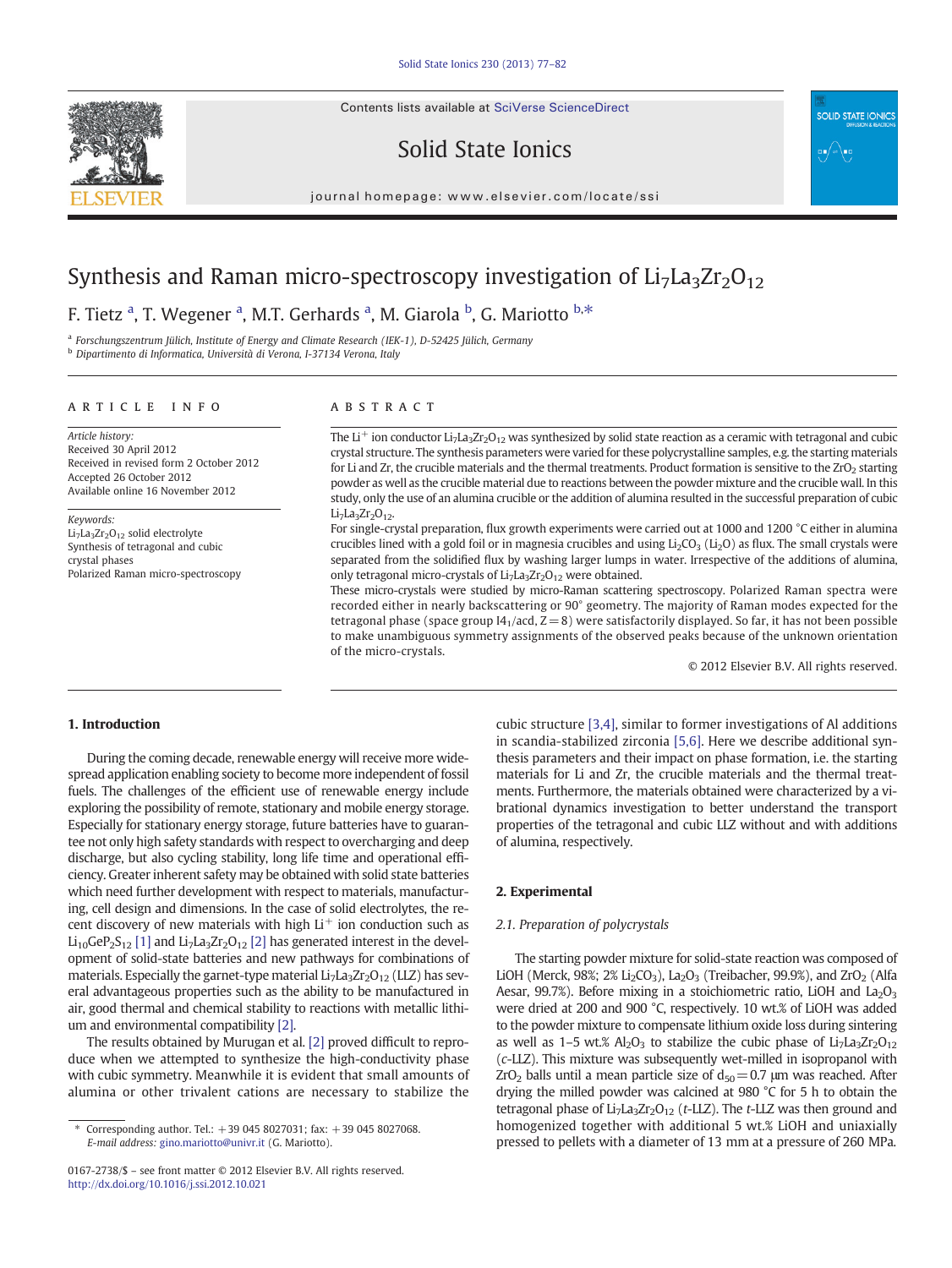# Synthesis and Raman micro-spectroscopy investigation of $Li_7La_3Zr_2O_{12}$

F. Tietz [a], T. Wegener [a], M.T. Gerhards [a], M. Giarola [b], G. Mariotto [b,*]

[a] Forschungszentrum Jülich, Institute of Energy and Climate Research (IEK-1), D-52425 Jülich, Germany

[b] Dipartimento di Informatica, Università di Verona, I-37134 Verona, Italy

## ARTICLE INFO

*Article history:*
Received 30 April 2012
Received in revised form 2 October 2012
Accepted 26 October 2012
Available online 16 November 2012

*Keywords:*
$Li_7La_3Zr_2O_{12}$ solid electrolyte
Synthesis of tetragonal and cubic crystal phases
Polarized Raman micro-spectroscopy

## ABSTRACT

The $Li^+$ ion conductor $Li_7La_3Zr_2O_{12}$ was synthesized by solid state reaction as a ceramic with tetragonal and cubic crystal structure. The synthesis parameters were varied for these polycrystalline samples, e.g. the starting materials for Li and Zr, the crucible materials and the thermal treatments. Product formation is sensitive to the $ZrO_2$ starting powder as well as the crucible material due to reactions between the powder mixture and the crucible wall. In this study, only the use of an alumina crucible or the addition of alumina resulted in the successful preparation of cubic $Li_7La_3Zr_2O_{12}$.

For single-crystal preparation, flux growth experiments were carried out at 1000 and 1200 °C either in alumina crucibles lined with a gold foil or in magnesia crucibles and using $Li_2CO_3$ ($Li_2O$) as flux. The small crystals were separated from the solidified flux by washing larger lumps in water. Irrespective of the additions of alumina, only tetragonal micro-crystals of $Li_7La_3Zr_2O_{12}$ were obtained.

These micro-crystals were studied by micro-Raman scattering spectroscopy. Polarized Raman spectra were recorded either in nearly backscattering or 90° geometry. The majority of Raman modes expected for the tetragonal phase (space group $I4_1/acd$, $Z=8$) were satisfactorily displayed. So far, it has not been possible to make unambiguous symmetry assignments of the observed peaks because of the unknown orientation of the micro-crystals.

© 2012 Elsevier B.V. All rights reserved.

## 1. Introduction

During the coming decade, renewable energy will receive more widespread application enabling society to become more independent of fossil fuels. The challenges of the efficient use of renewable energy include exploring the possibility of remote, stationary and mobile energy storage. Especially for stationary energy storage, future batteries have to guarantee not only high safety standards with respect to overcharging and deep discharge, but also cycling stability, long life time and operational efficiency. Greater inherent safety may be obtained with solid state batteries which need further development with respect to materials, manufacturing, cell design and dimensions. In the case of solid electrolytes, the recent discovery of new materials with high $Li^+$ ion conduction such as $Li_{10}GeP_2S_{12}$ [1] and $Li_7La_3Zr_2O_{12}$ [2] has generated interest in the development of solid-state batteries and new pathways for combinations of materials. Especially the garnet-type material $Li_7La_3Zr_2O_{12}$ (LLZ) has several advantageous properties such as the ability to be manufactured in air, good thermal and chemical stability to reactions with metallic lithium and environmental compatibility [2].

The results obtained by Murugan et al. [2] proved difficult to reproduce when we attempted to synthesize the high-conductivity phase with cubic symmetry. Meanwhile it is evident that small amounts of alumina or other trivalent cations are necessary to stabilize the cubic structure [3,4], similar to former investigations of Al additions in scandia-stabilized zirconia [5,6]. Here we describe additional synthesis parameters and their impact on phase formation, i.e. the starting materials for Li and Zr, the crucible materials and the thermal treatments. Furthermore, the materials obtained were characterized by a vibrational dynamics investigation to better understand the transport properties of the tetragonal and cubic LLZ without and with additions of alumina, respectively.

## 2. Experimental

### 2.1. Preparation of polycrystals

The starting powder mixture for solid-state reaction was composed of LiOH (Merck, 98%; 2% $Li_2CO_3$), $La_2O_3$ (Treibacher, 99.9%), and $ZrO_2$ (Alfa Aesar, 99.7%). Before mixing in a stoichiometric ratio, LiOH and $La_2O_3$ were dried at 200 and 900 °C, respectively. 10 wt.% of LiOH was added to the powder mixture to compensate lithium oxide loss during sintering as well as 1–5 wt.% $Al_2O_3$ to stabilize the cubic phase of $Li_7La_3Zr_2O_{12}$ (*c*-LLZ). This mixture was subsequently wet-milled in isopropanol with $ZrO_2$ balls until a mean particle size of $d_{50}=0.7$ μm was reached. After drying the milled powder was calcined at 980 °C for 5 h to obtain the tetragonal phase of $Li_7La_3Zr_2O_{12}$ (*t*-LLZ). The *t*-LLZ was then ground and homogenized together with additional 5 wt.% LiOH and uniaxially pressed to pellets with a diameter of 13 mm at a pressure of 260 MPa.

\* Corresponding author. Tel.: +39 045 8027031; fax: +39 045 8027068.
*E-mail address:* gino.mariotto@univr.it (G. Mariotto).

0167-2738/$ – see front matter © 2012 Elsevier B.V. All rights reserved.
http://dx.doi.org/10.1016/j.ssi.2012.10.021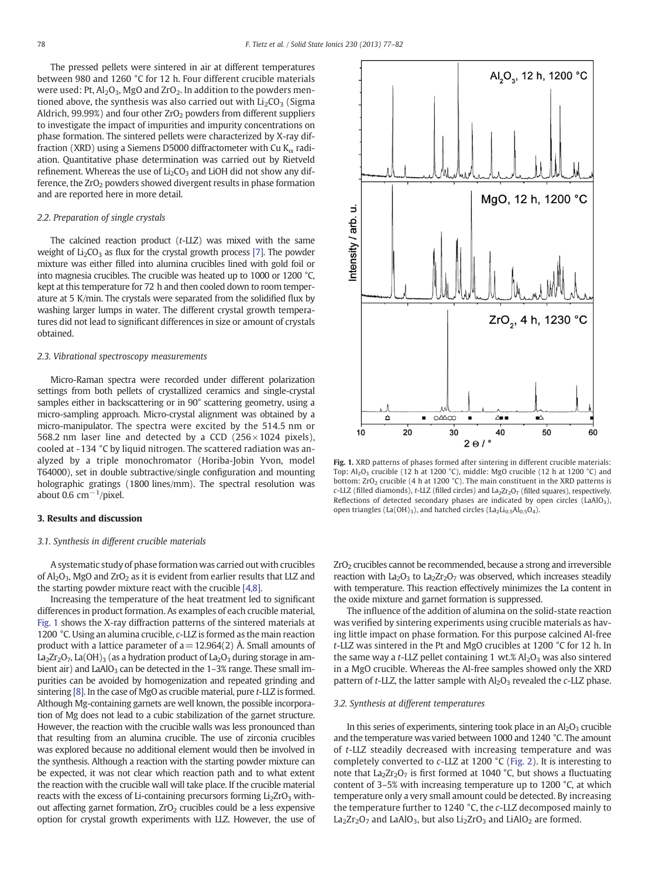The pressed pellets were sintered in air at different temperatures between 980 and 1260 °C for 12 h. Four different crucible materials were used: Pt, $Al_2O_3$, MgO and $ZrO_2$. In addition to the powders mentioned above, the synthesis was also carried out with $Li_2CO_3$ (Sigma Aldrich, 99.99%) and four other $ZrO_2$ powders from different suppliers to investigate the impact of impurities and impurity concentrations on phase formation. The sintered pellets were characterized by X-ray diffraction (XRD) using a Siemens D5000 diffractometer with Cu $K_\alpha$ radiation. Quantitative phase determination was carried out by Rietveld refinement. Whereas the use of $Li_2CO_3$ and LiOH did not show any difference, the $ZrO_2$ powders showed divergent results in phase formation and are reported here in more detail.

### 2.2. Preparation of single crystals

The calcined reaction product (*t*-LLZ) was mixed with the same weight of $Li_2CO_3$ as flux for the crystal growth process [7]. The powder mixture was either filled into alumina crucibles lined with gold foil or into magnesia crucibles. The crucible was heated up to 1000 or 1200 °C, kept at this temperature for 72 h and then cooled down to room temperature at 5 K/min. The crystals were separated from the solidified flux by washing larger lumps in water. The different crystal growth temperatures did not lead to significant differences in size or amount of crystals obtained.

### 2.3. Vibrational spectroscopy measurements

Micro-Raman spectra were recorded under different polarization settings from both pellets of crystallized ceramics and single-crystal samples either in backscattering or in 90° scattering geometry, using a micro-sampling approach. Micro-crystal alignment was obtained by a micro-manipulator. The spectra were excited by the 514.5 nm or 568.2 nm laser line and detected by a CCD (256 × 1024 pixels), cooled at -134 °C by liquid nitrogen. The scattered radiation was analyzed by a triple monochromator (Horiba-Jobin Yvon, model T64000), set in double subtractive/single configuration and mounting holographic gratings (1800 lines/mm). The spectral resolution was about 0.6 $cm^{-1}$/pixel.

## 3. Results and discussion

### 3.1. Synthesis in different crucible materials

A systematic study of phase formation was carried out with crucibles of $Al_2O_3$, MgO and $ZrO_2$ as it is evident from earlier results that LLZ and the starting powder mixture react with the crucible [4,8].

Increasing the temperature of the heat treatment led to significant differences in product formation. As examples of each crucible material, Fig. 1 shows the X-ray diffraction patterns of the sintered materials at 1200 °C. Using an alumina crucible, *c*-LLZ is formed as the main reaction product with a lattice parameter of a = 12.964(2) Å. Small amounts of $La_2Zr_2O_7$, $La(OH)_3$ (as a hydration product of $La_2O_3$ during storage in ambient air) and $LaAlO_3$ can be detected in the 1–3% range. These small impurities can be avoided by homogenization and repeated grinding and sintering [8]. In the case of MgO as crucible material, pure *t*-LLZ is formed. Although Mg-containing garnets are well known, the possible incorporation of Mg does not lead to a cubic stabilization of the garnet structure. However, the reaction with the crucible walls was less pronounced than that resulting from an alumina crucible. The use of zirconia crucibles was explored because no additional element would then be involved in the synthesis. Although a reaction with the starting powder mixture can be expected, it was not clear which reaction path and to what extent the reaction with the crucible wall will take place. If the crucible material reacts with the excess of Li-containing precursors forming $Li_2ZrO_3$ without affecting garnet formation, $ZrO_2$ crucibles could be a less expensive option for crystal growth experiments with LLZ. However, the use of $ZrO_2$ crucibles cannot be recommended, because a strong and irreversible reaction with $La_2O_3$ to $La_2Zr_2O_7$ was observed, which increases steadily with temperature. This reaction effectively minimizes the La content in the oxide mixture and garnet formation is suppressed.

Fig. 1. XRD patterns of phases formed after sintering in different crucible materials: Top: $Al_2O_3$ crucible (12 h at 1200 °C), middle: MgO crucible (12 h at 1200 °C) and bottom: $ZrO_2$ crucible (4 h at 1200 °C). The main constituent in the XRD patterns is *c*-LLZ (filled diamonds), *t*-LLZ (filled circles) and $La_2Zr_2O_7$ (filled squares), respectively. Reflections of detected secondary phases are indicated by open circles ($LaAlO_3$), open triangles ($La(OH)_3$), and hatched circles ($La_2Li_{0.5}Al_{0.5}O_4$).

The influence of the addition of alumina on the solid-state reaction was verified by sintering experiments using crucible materials as having little impact on phase formation. For this purpose calcined Al-free *t*-LLZ was sintered in the Pt and MgO crucibles at 1200 °C for 12 h. In the same way a *t*-LLZ pellet containing 1 wt.% $Al_2O_3$ was also sintered in a MgO crucible. Whereas the Al-free samples showed only the XRD pattern of *t*-LLZ, the latter sample with $Al_2O_3$ revealed the *c*-LLZ phase.

### 3.2. Synthesis at different temperatures

In this series of experiments, sintering took place in an $Al_2O_3$ crucible and the temperature was varied between 1000 and 1240 °C. The amount of *t*-LLZ steadily decreased with increasing temperature and was completely converted to *c*-LLZ at 1200 °C (Fig. 2). It is interesting to note that $La_2Zr_2O_7$ is first formed at 1040 °C, but shows a fluctuating content of 3–5% with increasing temperature up to 1200 °C, at which temperature only a very small amount could be detected. By increasing the temperature further to 1240 °C, the *c*-LLZ decomposed mainly to $La_2Zr_2O_7$ and $LaAlO_3$, but also $Li_2ZrO_3$ and $LiAlO_2$ are formed.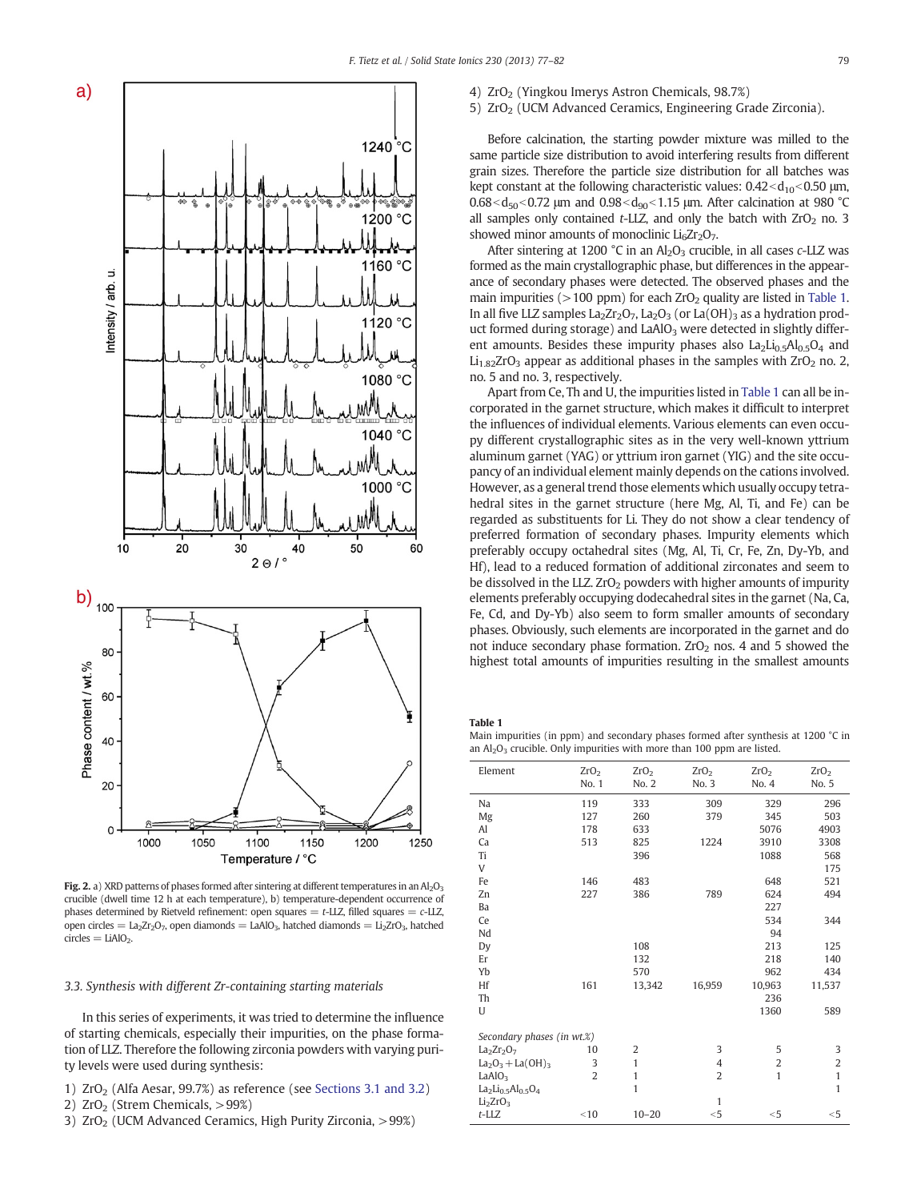Fig. 2. a) XRD patterns of phases formed after sintering at different temperatures in an $Al_2O_3$ crucible (dwell time 12 h at each temperature), b) temperature-dependent occurrence of phases determined by Rietveld refinement: open squares = *t*-LLZ, filled squares = *c*-LLZ, open circles = $La_2Zr_2O_7$, open diamonds = $LaAlO_3$, hatched diamonds = $Li_2ZrO_3$, hatched circles = $LiAlO_2$.

### 3.3. Synthesis with different Zr-containing starting materials

In this series of experiments, it was tried to determine the influence of starting chemicals, especially their impurities, on the phase formation of LLZ. Therefore the following zirconia powders with varying purity levels were used during synthesis:

1) $ZrO_2$ (Alfa Aesar, 99.7%) as reference (see Sections 3.1 and 3.2)
2) $ZrO_2$ (Strem Chemicals, >99%)
3) $ZrO_2$ (UCM Advanced Ceramics, High Purity Zirconia, >99%)
4) $ZrO_2$ (Yingkou Imerys Astron Chemicals, 98.7%)
5) $ZrO_2$ (UCM Advanced Ceramics, Engineering Grade Zirconia).

Before calcination, the starting powder mixture was milled to the same particle size distribution to avoid interfering results from different grain sizes. Therefore the particle size distribution for all batches was kept constant at the following characteristic values: $0.42 < d_{10} < 0.50$ µm, $0.68 < d_{50} < 0.72$ µm and $0.98 < d_{90} < 1.15$ µm. After calcination at 980 °C all samples only contained *t*-LLZ, and only the batch with $ZrO_2$ no. 3 showed minor amounts of monoclinic $Li_6Zr_2O_7$.

After sintering at 1200 °C in an $Al_2O_3$ crucible, in all cases *c*-LLZ was formed as the main crystallographic phase, but differences in the appearance of secondary phases were detected. The observed phases and the main impurities (>100 ppm) for each $ZrO_2$ quality are listed in Table 1. In all five LLZ samples $La_2Zr_2O_7$, $La_2O_3$ (or $La(OH)_3$ as a hydration product formed during storage) and $LaAlO_3$ were detected in slightly different amounts. Besides these impurity phases also $La_2Li_{0.5}Al_{0.5}O_4$ and $Li_{1.82}ZrO_3$ appear as additional phases in the samples with $ZrO_2$ no. 2, no. 5 and no. 3, respectively.

Apart from Ce, Th and U, the impurities listed in Table 1 can all be incorporated in the garnet structure, which makes it difficult to interpret the influences of individual elements. Various elements can even occupy different crystallographic sites as in the very well-known yttrium aluminum garnet (YAG) or yttrium iron garnet (YIG) and the site occupancy of an individual element mainly depends on the cations involved. However, as a general trend those elements which usually occupy tetrahedral sites in the garnet structure (here Mg, Al, Ti, and Fe) can be regarded as substituents for Li. They do not show a clear tendency of preferred formation of secondary phases. Impurity elements which preferably occupy octahedral sites (Mg, Al, Ti, Cr, Fe, Zn, Dy-Yb, and Hf), lead to a reduced formation of additional zirconates and seem to be dissolved in the LLZ. $ZrO_2$ powders with higher amounts of impurity elements preferably occupying dodecahedral sites in the garnet (Na, Ca, Fe, Cd, and Dy-Yb) also seem to form smaller amounts of secondary phases. Obviously, such elements are incorporated in the garnet and do not induce secondary phase formation. $ZrO_2$ nos. 4 and 5 showed the highest total amounts of impurities resulting in the smallest amounts

**Table 1**
Main impurities (in ppm) and secondary phases formed after synthesis at 1200 °C in an $Al_2O_3$ crucible. Only impurities with more than 100 ppm are listed.

| Element | $ZrO_2$ No. 1 | $ZrO_2$ No. 2 | $ZrO_2$ No. 3 | $ZrO_2$ No. 4 | $ZrO_2$ No. 5 |
|---|---|---|---|---|---|
| Na | 119 | 333 | 309 | 329 | 296 |
| Mg | 127 | 260 | 379 | 345 | 503 |
| Al | 178 | 633 | | 5076 | 4903 |
| Ca | 513 | 825 | 1224 | 3910 | 3308 |
| Ti | | 396 | | 1088 | 568 |
| V | | | | | 175 |
| Fe | 146 | 483 | | 648 | 521 |
| Zn | 227 | 386 | 789 | 624 | 494 |
| Ba | | | | 227 | |
| Ce | | | | 534 | 344 |
| Nd | | | | 94 | |
| Dy | | 108 | | 213 | 125 |
| Er | | 132 | | 218 | 140 |
| Yb | | 570 | | 962 | 434 |
| Hf | 161 | 13,342 | 16,959 | 10,963 | 11,537 |
| Th | | | | 236 | |
| U | | | | 1360 | 589 |
| *Secondary phases (in wt.%)* | | | | | |
| $La_2Zr_2O_7$ | 10 | 2 | 3 | 5 | 3 |
| $La_2O_3 + La(OH)_3$ | 3 | 1 | 4 | 2 | 2 |
| $LaAlO_3$ | 2 | 1 | 2 | 1 | 1 |
| $La_2Li_{0.5}Al_{0.5}O_4$ | | 1 | | | 1 |
| $Li_2ZrO_3$ | | | 1 | | |
| *t*-LLZ | <10 | 10–20 | <5 | <5 | <5 |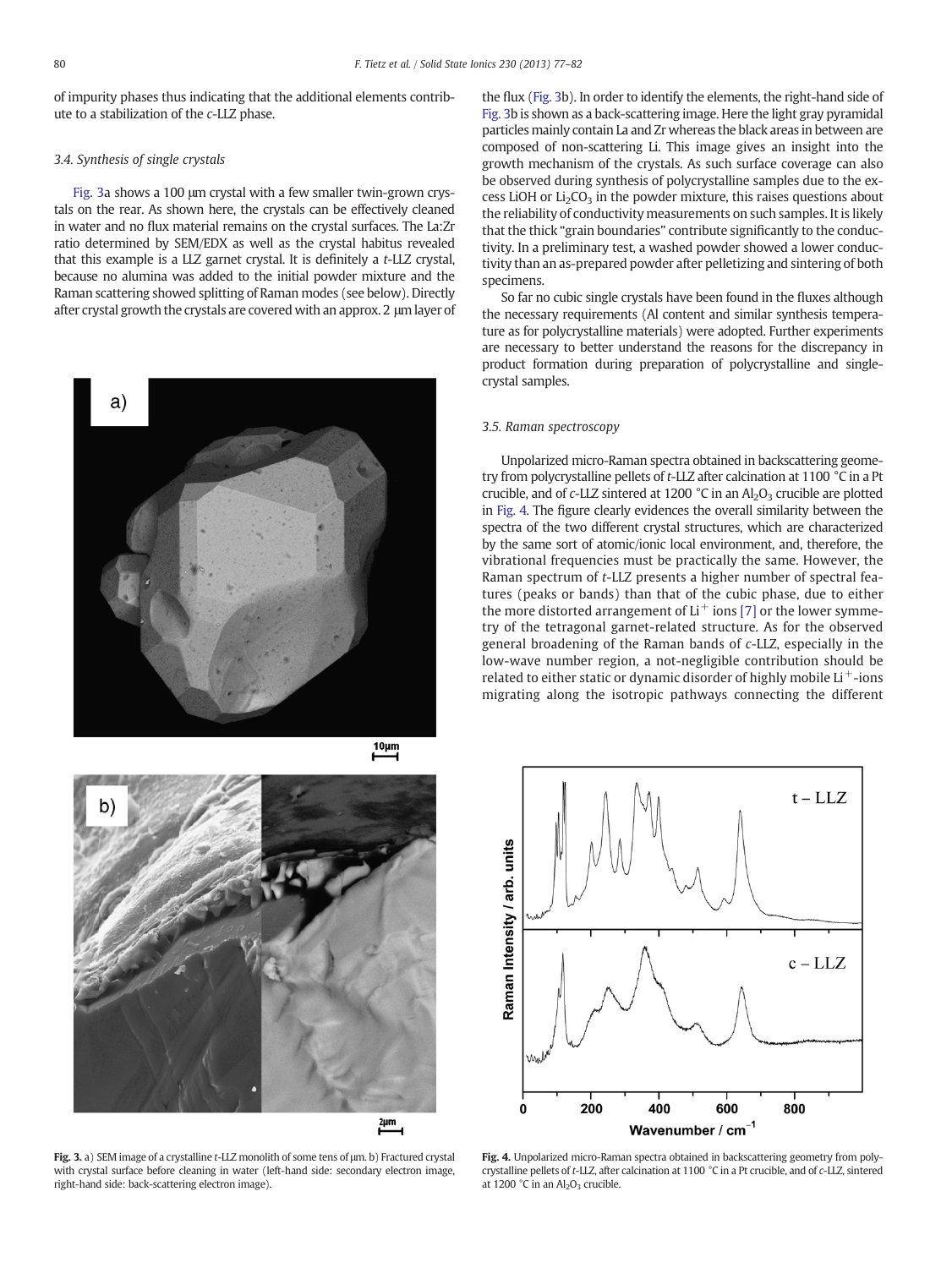of impurity phases thus indicating that the additional elements contribute to a stabilization of the *c*-LLZ phase.

### 3.4. Synthesis of single crystals

Fig. 3a shows a 100 μm crystal with a few smaller twin-grown crystals on the rear. As shown here, the crystals can be effectively cleaned in water and no flux material remains on the crystal surfaces. The La:Zr ratio determined by SEM/EDX as well as the crystal habitus revealed that this example is a LLZ garnet crystal. It is definitely a *t*-LLZ crystal, because no alumina was added to the initial powder mixture and the Raman scattering showed splitting of Raman modes (see below). Directly after crystal growth the crystals are covered with an approx. 2 μm layer of the flux (Fig. 3b). In order to identify the elements, the right-hand side of Fig. 3b is shown as a back-scattering image. Here the light gray pyramidal particles mainly contain La and Zr whereas the black areas in between are composed of non-scattering Li. This image gives an insight into the growth mechanism of the crystals. As such surface coverage can also be observed during synthesis of polycrystalline samples due to the excess LiOH or $Li_2CO_3$ in the powder mixture, this raises questions about the reliability of conductivity measurements on such samples. It is likely that the thick "grain boundaries" contribute significantly to the conductivity. In a preliminary test, a washed powder showed a lower conductivity than an as-prepared powder after pelletizing and sintering of both specimens.

So far no cubic single crystals have been found in the fluxes although the necessary requirements (Al content and similar synthesis temperature as for polycrystalline materials) were adopted. Further experiments are necessary to better understand the reasons for the discrepancy in product formation during preparation of polycrystalline and single-crystal samples.

Fig. 3. a) SEM image of a crystalline *t*-LLZ monolith of some tens of μm. b) Fractured crystal with crystal surface before cleaning in water (left-hand side: secondary electron image, right-hand side: back-scattering electron image).

### 3.5. Raman spectroscopy

Unpolarized micro-Raman spectra obtained in backscattering geometry from polycrystalline pellets of *t*-LLZ after calcination at 1100 °C in a Pt crucible, and of *c*-LLZ sintered at 1200 °C in an $Al_2O_3$ crucible are plotted in Fig. 4. The figure clearly evidences the overall similarity between the spectra of the two different crystal structures, which are characterized by the same sort of atomic/ionic local environment, and, therefore, the vibrational frequencies must be practically the same. However, the Raman spectrum of *t*-LLZ presents a higher number of spectral features (peaks or bands) than that of the cubic phase, due to either the more distorted arrangement of $Li^+$ ions [7] or the lower symmetry of the tetragonal garnet-related structure. As for the observed general broadening of the Raman bands of *c*-LLZ, especially in the low-wave number region, a not-negligible contribution should be related to either static or dynamic disorder of highly mobile $Li^+$-ions migrating along the isotropic pathways connecting the different

Fig. 4. Unpolarized micro-Raman spectra obtained in backscattering geometry from polycrystalline pellets of *t*-LLZ, after calcination at 1100 °C in a Pt crucible, and of *c*-LLZ, sintered at 1200 °C in an $Al_2O_3$ crucible.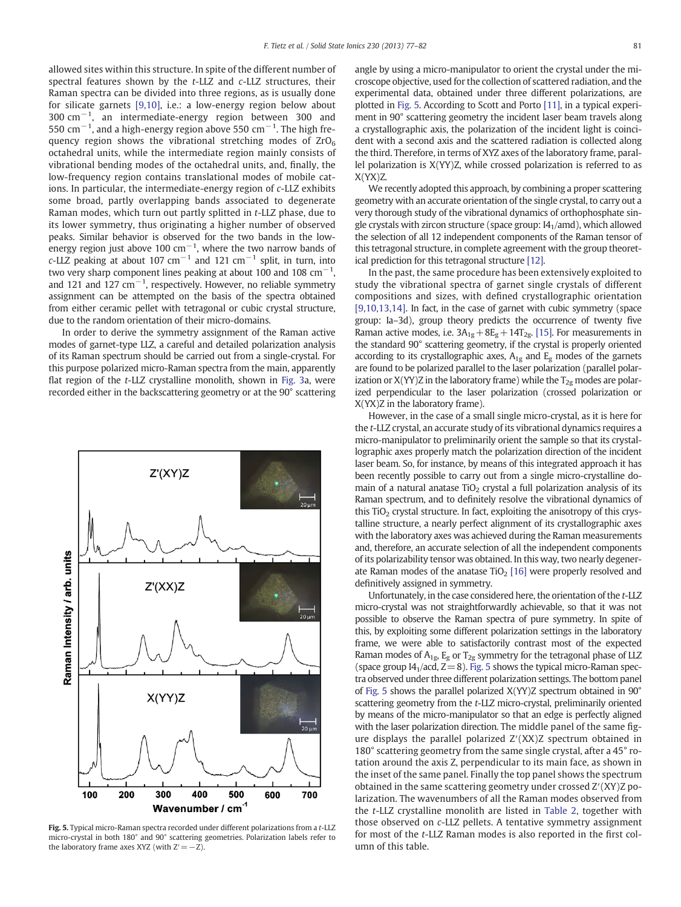allowed sites within this structure. In spite of the different number of spectral features shown by the *t*-LLZ and *c*-LLZ structures, their Raman spectra can be divided into three regions, as is usually done for silicate garnets [9,10], i.e.: a low-energy region below about 300 $cm^{-1}$, an intermediate-energy region between 300 and 550 $cm^{-1}$, and a high-energy region above 550 $cm^{-1}$. The high frequency region shows the vibrational stretching modes of $ZrO_6$ octahedral units, while the intermediate region mainly consists of vibrational bending modes of the octahedral units, and, finally, the low-frequency region contains translational modes of mobile cations. In particular, the intermediate-energy region of *c*-LLZ exhibits some broad, partly overlapping bands associated to degenerate Raman modes, which turn out partly splitted in *t*-LLZ phase, due to its lower symmetry, thus originating a higher number of observed peaks. Similar behavior is observed for the two bands in the low-energy region just above 100 $cm^{-1}$, where the two narrow bands of *c*-LLZ peaking at about 107 $cm^{-1}$ and 121 $cm^{-1}$ split, in turn, into two very sharp component lines peaking at about 100 and 108 $cm^{-1}$, and 121 and 127 $cm^{-1}$, respectively. However, no reliable symmetry assignment can be attempted on the basis of the spectra obtained from either ceramic pellet with tetragonal or cubic crystal structure, due to the random orientation of their micro-domains.

In order to derive the symmetry assignment of the Raman active modes of garnet-type LLZ, a careful and detailed polarization analysis of its Raman spectrum should be carried out from a single-crystal. For this purpose polarized micro-Raman spectra from the main, apparently flat region of the *t*-LLZ crystalline monolith, shown in Fig. 3a, were recorded either in the backscattering geometry or at the 90° scattering angle by using a micro-manipulator to orient the crystal under the microscope objective, used for the collection of scattered radiation, and the experimental data, obtained under three different polarizations, are plotted in Fig. 5. According to Scott and Porto [11], in a typical experiment in 90° scattering geometry the incident laser beam travels along a crystallographic axis, the polarization of the incident light is coincident with a second axis and the scattered radiation is collected along the third. Therefore, in terms of XYZ axes of the laboratory frame, parallel polarization is X(YY)Z, while crossed polarization is referred to as X(YX)Z.

Fig. 5. Typical micro-Raman spectra recorded under different polarizations from a *t*-LLZ micro-crystal in both 180° and 90° scattering geometries. Polarization labels refer to the laboratory frame axes XYZ (with Z′ = −Z).

We recently adopted this approach, by combining a proper scattering geometry with an accurate orientation of the single crystal, to carry out a very thorough study of the vibrational dynamics of orthophosphate single crystals with zircon structure (space group: $I4_1/amd$), which allowed the selection of all 12 independent components of the Raman tensor of this tetragonal structure, in complete agreement with the group theoretical prediction for this tetragonal structure [12].

In the past, the same procedure has been extensively exploited to study the vibrational spectra of garnet single crystals of different compositions and sizes, with defined crystallographic orientation [9,10,13,14]. In fact, in the case of garnet with cubic symmetry (space group: Ia–3d), group theory predicts the occurrence of twenty five Raman active modes, i.e. $3A_{1g} + 8E_g + 14T_{2g}$. [15]. For measurements in the standard 90° scattering geometry, if the crystal is properly oriented according to its crystallographic axes, $A_{1g}$ and $E_g$ modes of the garnets are found to be polarized parallel to the laser polarization (parallel polarization or X(YY)Z in the laboratory frame) while the $T_{2g}$ modes are polarized perpendicular to the laser polarization (crossed polarization or X(YX)Z in the laboratory frame).

However, in the case of a small single micro-crystal, as it is here for the *t*-LLZ crystal, an accurate study of its vibrational dynamics requires a micro-manipulator to preliminarily orient the sample so that its crystallographic axes properly match the polarization direction of the incident laser beam. So, for instance, by means of this integrated approach it has been recently possible to carry out from a single micro-crystalline domain of a natural anatase $TiO_2$ crystal a full polarization analysis of its Raman spectrum, and to definitely resolve the vibrational dynamics of this $TiO_2$ crystal structure. In fact, exploiting the anisotropy of this crystalline structure, a nearly perfect alignment of its crystallographic axes with the laboratory axes was achieved during the Raman measurements and, therefore, an accurate selection of all the independent components of its polarizability tensor was obtained. In this way, two nearly degenerate Raman modes of the anatase $TiO_2$ [16] were properly resolved and definitively assigned in symmetry.

Unfortunately, in the case considered here, the orientation of the *t*-LLZ micro-crystal was not straightforwardly achievable, so that it was not possible to observe the Raman spectra of pure symmetry. In spite of this, by exploiting some different polarization settings in the laboratory frame, we were able to satisfactorily contrast most of the expected Raman modes of $A_{1g}$, $E_g$ or $T_{2g}$ symmetry for the tetragonal phase of LLZ (space group $I4_1/acd$, Z = 8). Fig. 5 shows the typical micro-Raman spectra observed under three different polarization settings. The bottom panel of Fig. 5 shows the parallel polarized X(YY)Z spectrum obtained in 90° scattering geometry from the *t*-LLZ micro-crystal, preliminarily oriented by means of the micro-manipulator so that an edge is perfectly aligned with the laser polarization direction. The middle panel of the same figure displays the parallel polarized Z′(XX)Z spectrum obtained in 180° scattering geometry from the same single crystal, after a 45° rotation around the axis Z, perpendicular to its main face, as shown in the inset of the same panel. Finally the top panel shows the spectrum obtained in the same scattering geometry under crossed Z′(XY)Z polarization. The wavenumbers of all the Raman modes observed from the *t*-LLZ crystalline monolith are listed in Table 2, together with those observed on *c*-LLZ pellets. A tentative symmetry assignment for most of the *t*-LLZ Raman modes is also reported in the first column of this table.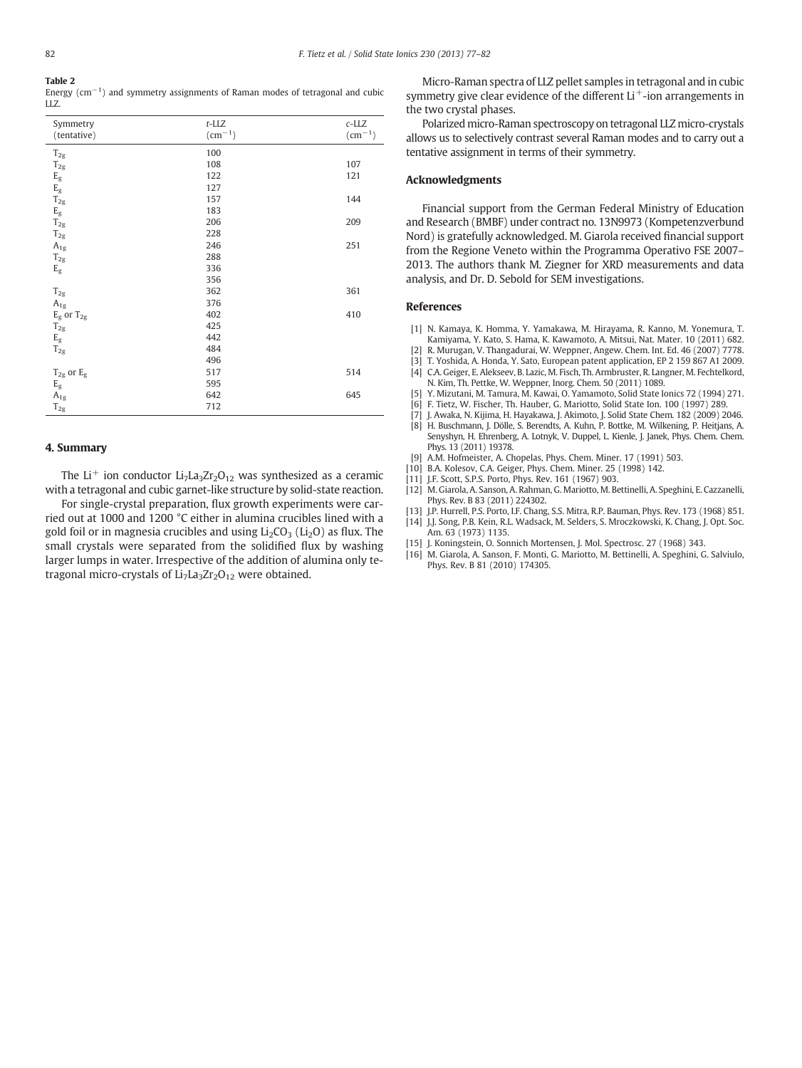**Table 2**
Energy ($cm^{-1}$) and symmetry assignments of Raman modes of tetragonal and cubic LLZ.

| Symmetry (tentative) | *t*-LLZ ($cm^{-1}$) | *c*-LLZ ($cm^{-1}$) |
|---|---|---|
| $T_{2g}$ | 100 | |
| $T_{2g}$ | 108 | 107 |
| $E_g$ | 122 | 121 |
| $E_g$ | 127 | |
| $T_{2g}$ | 157 | 144 |
| $E_g$ | 183 | |
| $T_{2g}$ | 206 | 209 |
| $T_{2g}$ | 228 | |
| $A_{1g}$ | 246 | 251 |
| $T_{2g}$ | 288 | |
| $E_g$ | 336 | |
| | 356 | |
| $T_{2g}$ | 362 | 361 |
| $A_{1g}$ | 376 | |
| $E_g$ or $T_{2g}$ | 402 | 410 |
| $T_{2g}$ | 425 | |
| $E_g$ | 442 | |
| $T_{2g}$ | 484 | |
| | 496 | |
| $T_{2g}$ or $E_g$ | 517 | 514 |
| $E_g$ | 595 | |
| $A_{1g}$ | 642 | 645 |
| $T_{2g}$ | 712 | |

## 4. Summary

The $Li^+$ ion conductor $Li_7La_3Zr_2O_{12}$ was synthesized as a ceramic with a tetragonal and cubic garnet-like structure by solid-state reaction.

For single-crystal preparation, flux growth experiments were carried out at 1000 and 1200 °C either in alumina crucibles lined with a gold foil or in magnesia crucibles and using $Li_2CO_3$ ($Li_2O$) as flux. The small crystals were separated from the solidified flux by washing larger lumps in water. Irrespective of the addition of alumina only tetragonal micro-crystals of $Li_7La_3Zr_2O_{12}$ were obtained.

Micro-Raman spectra of LLZ pellet samples in tetragonal and in cubic symmetry give clear evidence of the different $Li^+$-ion arrangements in the two crystal phases.

Polarized micro-Raman spectroscopy on tetragonal LLZ micro-crystals allows us to selectively contrast several Raman modes and to carry out a tentative assignment in terms of their symmetry.

## Acknowledgments

Financial support from the German Federal Ministry of Education and Research (BMBF) under contract no. 13N9973 (Kompetenzverbund Nord) is gratefully acknowledged. M. Giarola received financial support from the Regione Veneto within the Programma Operativo FSE 2007–2013. The authors thank M. Ziegner for XRD measurements and data analysis, and Dr. D. Sebold for SEM investigations.

## References

[1] N. Kamaya, K. Homma, Y. Yamakawa, M. Hirayama, R. Kanno, M. Yonemura, T. Kamiyama, Y. Kato, S. Hama, K. Kawamoto, A. Mitsui, Nat. Mater. 10 (2011) 682.
[2] R. Murugan, V. Thangadurai, W. Weppner, Angew. Chem. Int. Ed. 46 (2007) 7778.
[3] T. Yoshida, A. Honda, Y. Sato, European patent application, EP 2 159 867 A1 2009.
[4] C.A. Geiger, E. Alekseev, B. Lazic, M. Fisch, Th. Armbruster, R. Langner, M. Fechtelkord, N. Kim, Th. Pettke, W. Weppner, Inorg. Chem. 50 (2011) 1089.
[5] Y. Mizutani, M. Tamura, M. Kawai, O. Yamamoto, Solid State Ionics 72 (1994) 271.
[6] F. Tietz, W. Fischer, Th. Hauber, G. Mariotto, Solid State Ion. 100 (1997) 289.
[7] J. Awaka, N. Kijima, H. Hayakawa, J. Akimoto, J. Solid State Chem. 182 (2009) 2046.
[8] H. Buschmann, J. Dölle, S. Berendts, A. Kuhn, P. Bottke, M. Wilkening, P. Heitjans, A. Senyshyn, H. Ehrenberg, A. Lotnyk, V. Duppel, L. Kienle, J. Janek, Phys. Chem. Chem. Phys. 13 (2011) 19378.
[9] A.M. Hofmeister, A. Chopelas, Phys. Chem. Miner. 17 (1991) 503.
[10] B.A. Kolesov, C.A. Geiger, Phys. Chem. Miner. 25 (1998) 142.
[11] J.F. Scott, S.P.S. Porto, Phys. Rev. 161 (1967) 903.
[12] M. Giarola, A. Sanson, A. Rahman, G. Mariotto, M. Bettinelli, A. Speghini, E. Cazzanelli, Phys. Rev. B 83 (2011) 224302.
[13] J.P. Hurrell, P.S. Porto, I.F. Chang, S.S. Mitra, R.P. Bauman, Phys. Rev. 173 (1968) 851.
[14] J.J. Song, P.B. Kein, R.L. Wadsack, M. Selders, S. Mroczkowski, K. Chang, J. Opt. Soc. Am. 63 (1973) 1135.
[15] J. Koningstein, O. Sonnich Mortensen, J. Mol. Spectrosc. 27 (1968) 343.
[16] M. Giarola, A. Sanson, F. Monti, G. Mariotto, M. Bettinelli, A. Speghini, G. Salviulo, Phys. Rev. B 81 (2010) 174305.